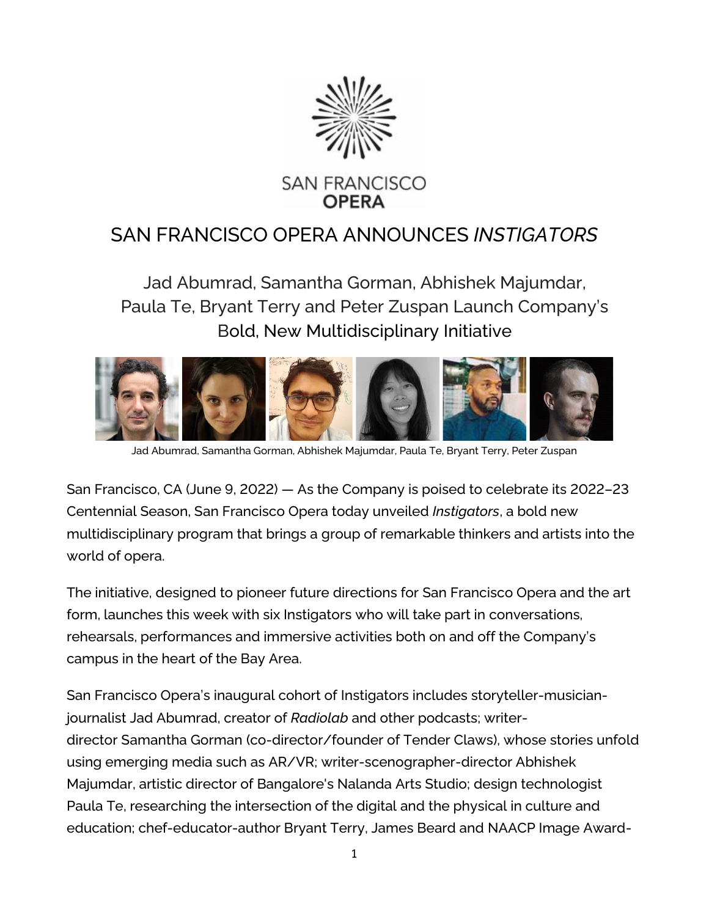SAN FRANCISCO OPERA

# SAN FRANCISCO OPERA ANNOUNCES *INSTIGATORS*

## Jad Abumrad, Samantha Gorman, Abhishek Majumdar, Paula Te, Bryant Terry and Peter Zuspan Launch Company's Bold, New Multidisciplinary Initiative

Jad Abumrad, Samantha Gorman, Abhishek Majumdar, Paula Te, Bryant Terry, Peter Zuspan

San Francisco, CA (June 9, 2022) — As the Company is poised to celebrate its 2022–23 Centennial Season, San Francisco Opera today unveiled *Instigators*, a bold new multidisciplinary program that brings a group of remarkable thinkers and artists into the world of opera.

The initiative, designed to pioneer future directions for San Francisco Opera and the art form, launches this week with six Instigators who will take part in conversations, rehearsals, performances and immersive activities both on and off the Company's campus in the heart of the Bay Area.

San Francisco Opera's inaugural cohort of Instigators includes storyteller-musician-journalist Jad Abumrad, creator of *Radiolab* and other podcasts; writer-director Samantha Gorman (co-director/founder of Tender Claws), whose stories unfold using emerging media such as AR/VR; writer-scenographer-director Abhishek Majumdar, artistic director of Bangalore's Nalanda Arts Studio; design technologist Paula Te, researching the intersection of the digital and the physical in culture and education; chef-educator-author Bryant Terry, James Beard and NAACP Image Award-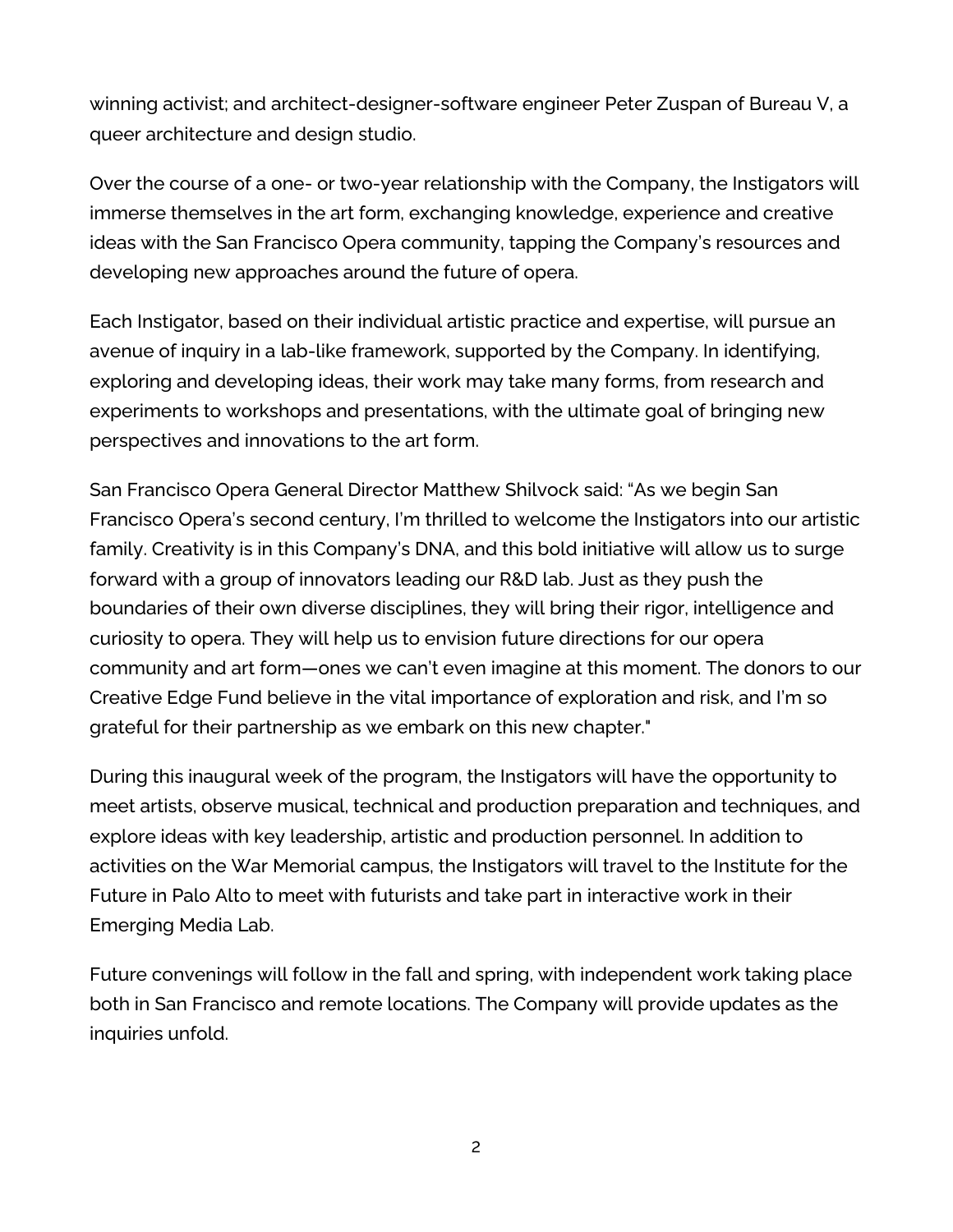winning activist; and architect-designer-software engineer Peter Zuspan of Bureau V, a queer architecture and design studio.

Over the course of a one- or two-year relationship with the Company, the Instigators will immerse themselves in the art form, exchanging knowledge, experience and creative ideas with the San Francisco Opera community, tapping the Company's resources and developing new approaches around the future of opera.

Each Instigator, based on their individual artistic practice and expertise, will pursue an avenue of inquiry in a lab-like framework, supported by the Company. In identifying, exploring and developing ideas, their work may take many forms, from research and experiments to workshops and presentations, with the ultimate goal of bringing new perspectives and innovations to the art form.

San Francisco Opera General Director Matthew Shilvock said: "As we begin San Francisco Opera's second century, I'm thrilled to welcome the Instigators into our artistic family. Creativity is in this Company's DNA, and this bold initiative will allow us to surge forward with a group of innovators leading our R&D lab. Just as they push the boundaries of their own diverse disciplines, they will bring their rigor, intelligence and curiosity to opera. They will help us to envision future directions for our opera community and art form—ones we can't even imagine at this moment. The donors to our Creative Edge Fund believe in the vital importance of exploration and risk, and I'm so grateful for their partnership as we embark on this new chapter."

During this inaugural week of the program, the Instigators will have the opportunity to meet artists, observe musical, technical and production preparation and techniques, and explore ideas with key leadership, artistic and production personnel. In addition to activities on the War Memorial campus, the Instigators will travel to the Institute for the Future in Palo Alto to meet with futurists and take part in interactive work in their Emerging Media Lab.

Future convenings will follow in the fall and spring, with independent work taking place both in San Francisco and remote locations. The Company will provide updates as the inquiries unfold.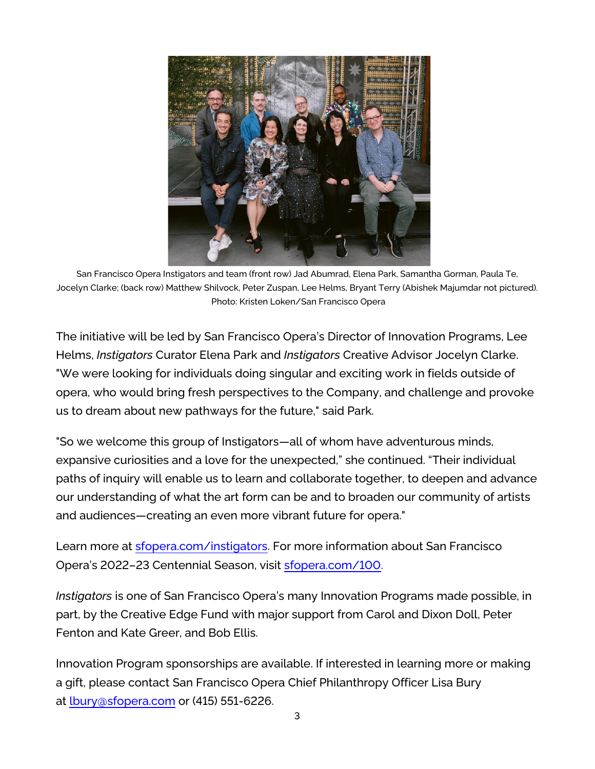San Francisco Opera Instigators and team (front row) Jad Abumrad, Elena Park, Samantha Gorman, Paula Te, Jocelyn Clarke; (back row) Matthew Shilvock, Peter Zuspan, Lee Helms, Bryant Terry (Abishek Majumdar not pictured). Photo: Kristen Loken/San Francisco Opera

The initiative will be led by San Francisco Opera's Director of Innovation Programs, Lee Helms, *Instigators* Curator Elena Park and *Instigators* Creative Advisor Jocelyn Clarke. "We were looking for individuals doing singular and exciting work in fields outside of opera, who would bring fresh perspectives to the Company, and challenge and provoke us to dream about new pathways for the future," said Park.

"So we welcome this group of Instigators—all of whom have adventurous minds, expansive curiosities and a love for the unexpected," she continued. "Their individual paths of inquiry will enable us to learn and collaborate together, to deepen and advance our understanding of what the art form can be and to broaden our community of artists and audiences—creating an even more vibrant future for opera."

Learn more at [sfopera.com/instigators](sfopera.com/instigators). For more information about San Francisco Opera's 2022–23 Centennial Season, visit [sfopera.com/100](sfopera.com/100).

*Instigators* is one of San Francisco Opera's many Innovation Programs made possible, in part, by the Creative Edge Fund with major support from Carol and Dixon Doll, Peter Fenton and Kate Greer, and Bob Ellis.

Innovation Program sponsorships are available. If interested in learning more or making a gift, please contact San Francisco Opera Chief Philanthropy Officer Lisa Bury at [lbury@sfopera.com](mailto:lbury@sfopera.com) or (415) 551-6226.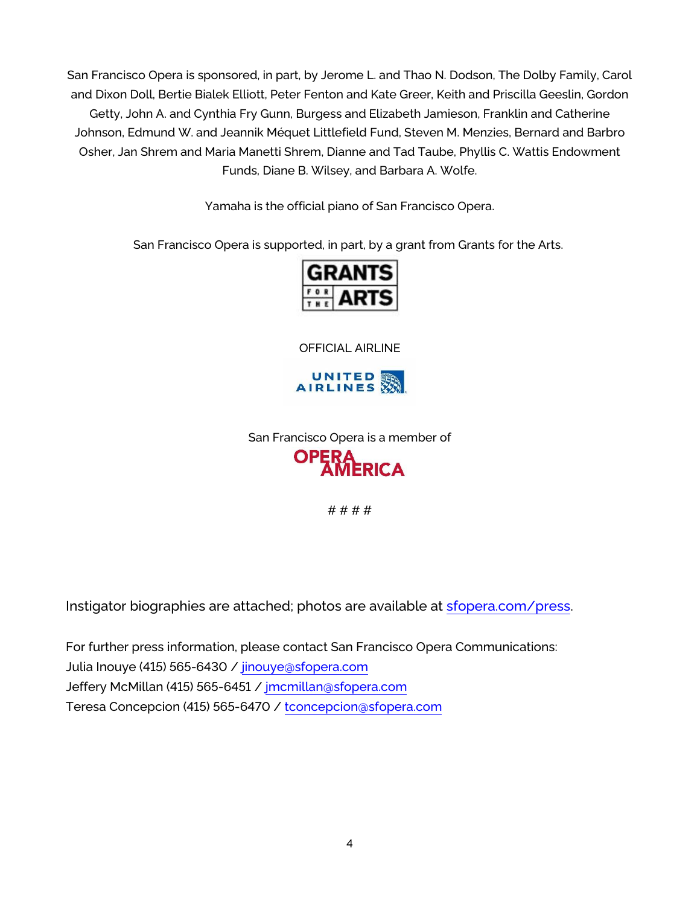San Francisco Opera is sponsored, in part, by Jerome L. and Thao N. Dodson, The Dolby Family, Carol and Dixon Doll, Bertie Bialek Elliott, Peter Fenton and Kate Greer, Keith and Priscilla Geeslin, Gordon Getty, John A. and Cynthia Fry Gunn, Burgess and Elizabeth Jamieson, Franklin and Catherine Johnson, Edmund W. and Jeannik Méquet Littlefield Fund, Steven M. Menzies, Bernard and Barbro Osher, Jan Shrem and Maria Manetti Shrem, Dianne and Tad Taube, Phyllis C. Wattis Endowment Funds, Diane B. Wilsey, and Barbara A. Wolfe.

Yamaha is the official piano of San Francisco Opera.

San Francisco Opera is supported, in part, by a grant from Grants for the Arts.

GRANTS FOR THE ARTS

OFFICIAL AIRLINE

UNITED AIRLINES

San Francisco Opera is a member of

OPERA AMERICA

# # # #

Instigator biographies are attached; photos are available at sfopera.com/press.

For further press information, please contact San Francisco Opera Communications:
Julia Inouye (415) 565-6430 / jinouye@sfopera.com
Jeffery McMillan (415) 565-6451 / jmcmillan@sfopera.com
Teresa Concepcion (415) 565-6470 / tconcepcion@sfopera.com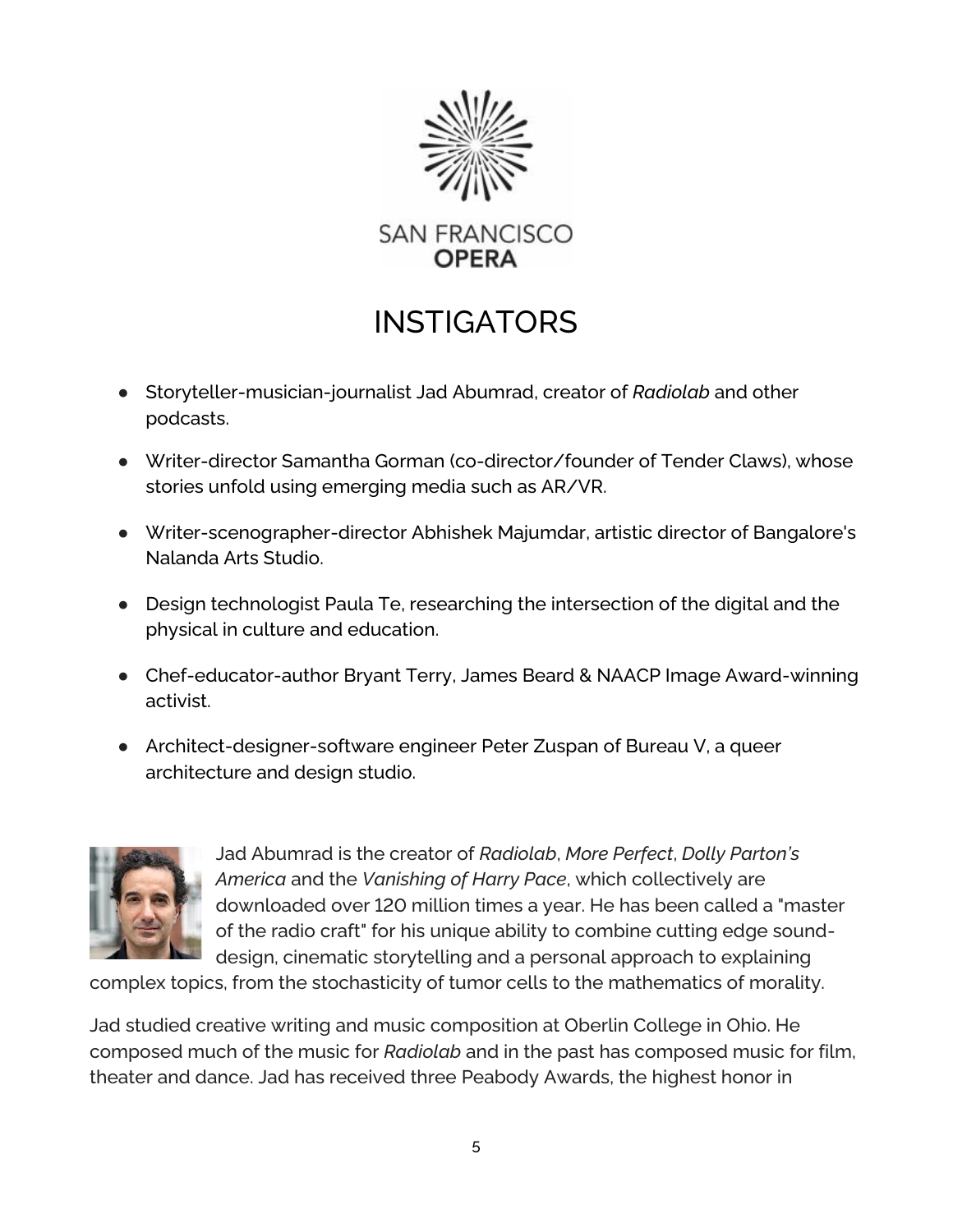SAN FRANCISCO
**OPERA**

# INSTIGATORS

- Storyteller-musician-journalist Jad Abumrad, creator of *Radiolab* and other podcasts.
- Writer-director Samantha Gorman (co-director/founder of Tender Claws), whose stories unfold using emerging media such as AR/VR.
- Writer-scenographer-director Abhishek Majumdar, artistic director of Bangalore's Nalanda Arts Studio.
- Design technologist Paula Te, researching the intersection of the digital and the physical in culture and education.
- Chef-educator-author Bryant Terry, James Beard & NAACP Image Award-winning activist.
- Architect-designer-software engineer Peter Zuspan of Bureau V, a queer architecture and design studio.

Jad Abumrad is the creator of *Radiolab*, *More Perfect*, *Dolly Parton's America* and the *Vanishing of Harry Pace*, which collectively are downloaded over 120 million times a year. He has been called a "master of the radio craft" for his unique ability to combine cutting edge sound-design, cinematic storytelling and a personal approach to explaining complex topics, from the stochasticity of tumor cells to the mathematics of morality.

Jad studied creative writing and music composition at Oberlin College in Ohio. He composed much of the music for *Radiolab* and in the past has composed music for film, theater and dance. Jad has received three Peabody Awards, the highest honor in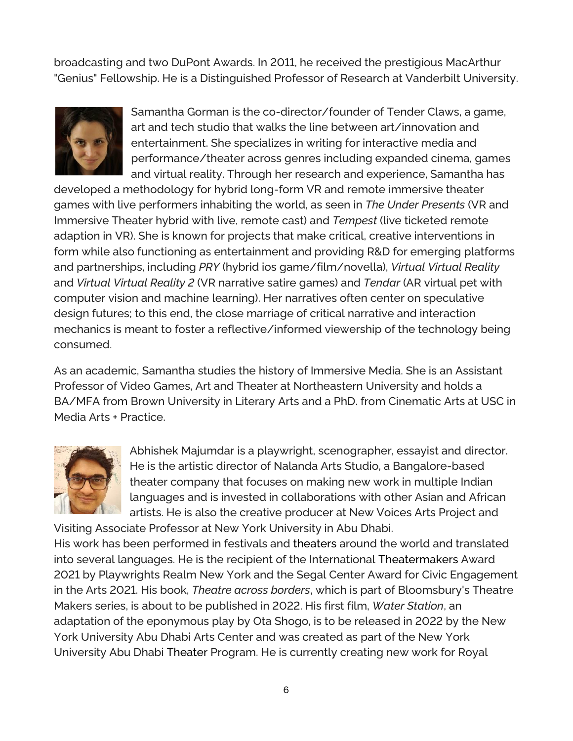broadcasting and two DuPont Awards. In 2011, he received the prestigious MacArthur "Genius" Fellowship. He is a Distinguished Professor of Research at Vanderbilt University.

Samantha Gorman is the co-director/founder of Tender Claws, a game, art and tech studio that walks the line between art/innovation and entertainment. She specializes in writing for interactive media and performance/theater across genres including expanded cinema, games and virtual reality. Through her research and experience, Samantha has developed a methodology for hybrid long-form VR and remote immersive theater games with live performers inhabiting the world, as seen in *The Under Presents* (VR and Immersive Theater hybrid with live, remote cast) and *Tempest* (live ticketed remote adaption in VR). She is known for projects that make critical, creative interventions in form while also functioning as entertainment and providing R&D for emerging platforms and partnerships, including *PRY* (hybrid ios game/film/novella), *Virtual Virtual Reality* and *Virtual Virtual Reality 2* (VR narrative satire games) and *Tendar* (AR virtual pet with computer vision and machine learning). Her narratives often center on speculative design futures; to this end, the close marriage of critical narrative and interaction mechanics is meant to foster a reflective/informed viewership of the technology being consumed.

As an academic, Samantha studies the history of Immersive Media. She is an Assistant Professor of Video Games, Art and Theater at Northeastern University and holds a BA/MFA from Brown University in Literary Arts and a PhD. from Cinematic Arts at USC in Media Arts + Practice.

Abhishek Majumdar is a playwright, scenographer, essayist and director. He is the artistic director of Nalanda Arts Studio, a Bangalore-based theater company that focuses on making new work in multiple Indian languages and is invested in collaborations with other Asian and African artists. He is also the creative producer at New Voices Arts Project and Visiting Associate Professor at New York University in Abu Dhabi.
His work has been performed in festivals and theaters around the world and translated into several languages. He is the recipient of the International Theatermakers Award 2021 by Playwrights Realm New York and the Segal Center Award for Civic Engagement in the Arts 2021. His book, *Theatre across borders*, which is part of Bloomsbury's Theatre Makers series, is about to be published in 2022. His first film, *Water Station*, an adaptation of the eponymous play by Ota Shogo, is to be released in 2022 by the New York University Abu Dhabi Arts Center and was created as part of the New York University Abu Dhabi Theater Program. He is currently creating new work for Royal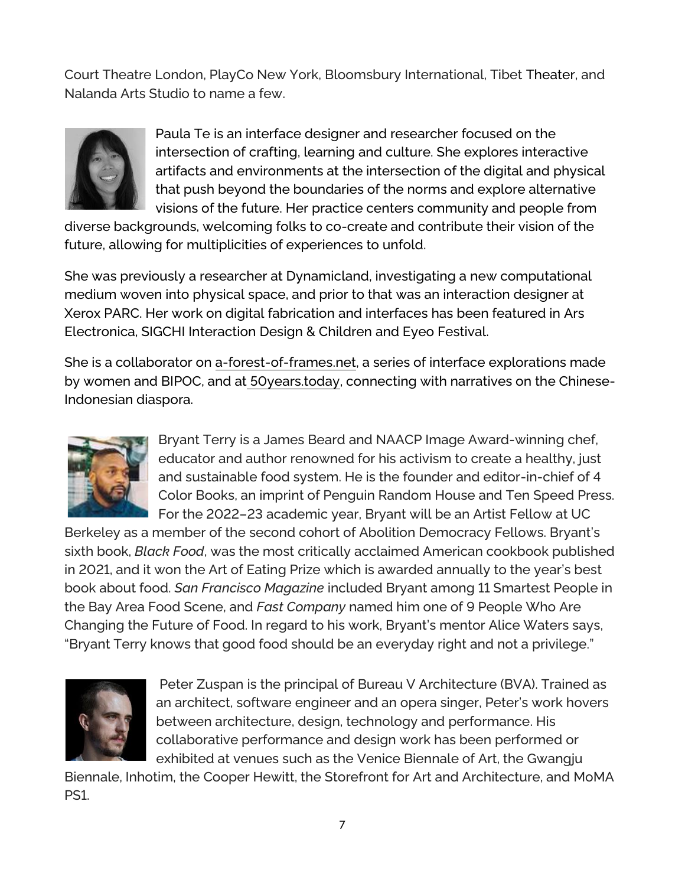Court Theatre London, PlayCo New York, Bloomsbury International, Tibet Theater, and Nalanda Arts Studio to name a few.

Paula Te is an interface designer and researcher focused on the intersection of crafting, learning and culture. She explores interactive artifacts and environments at the intersection of the digital and physical that push beyond the boundaries of the norms and explore alternative visions of the future. Her practice centers community and people from diverse backgrounds, welcoming folks to co-create and contribute their vision of the future, allowing for multiplicities of experiences to unfold.

She was previously a researcher at Dynamicland, investigating a new computational medium woven into physical space, and prior to that was an interaction designer at Xerox PARC. Her work on digital fabrication and interfaces has been featured in Ars Electronica, SIGCHI Interaction Design & Children and Eyeo Festival.

She is a collaborator on a-forest-of-frames.net, a series of interface explorations made by women and BIPOC, and at 50years.today, connecting with narratives on the Chinese-Indonesian diaspora.

Bryant Terry is a James Beard and NAACP Image Award-winning chef, educator and author renowned for his activism to create a healthy, just and sustainable food system. He is the founder and editor-in-chief of 4 Color Books, an imprint of Penguin Random House and Ten Speed Press. For the 2022–23 academic year, Bryant will be an Artist Fellow at UC Berkeley as a member of the second cohort of Abolition Democracy Fellows. Bryant's sixth book, *Black Food*, was the most critically acclaimed American cookbook published in 2021, and it won the Art of Eating Prize which is awarded annually to the year's best book about food. *San Francisco Magazine* included Bryant among 11 Smartest People in the Bay Area Food Scene, and *Fast Company* named him one of 9 People Who Are Changing the Future of Food. In regard to his work, Bryant's mentor Alice Waters says, "Bryant Terry knows that good food should be an everyday right and not a privilege."

Peter Zuspan is the principal of Bureau V Architecture (BVA). Trained as an architect, software engineer and an opera singer, Peter's work hovers between architecture, design, technology and performance. His collaborative performance and design work has been performed or exhibited at venues such as the Venice Biennale of Art, the Gwangju Biennale, Inhotim, the Cooper Hewitt, the Storefront for Art and Architecture, and MoMA PS1.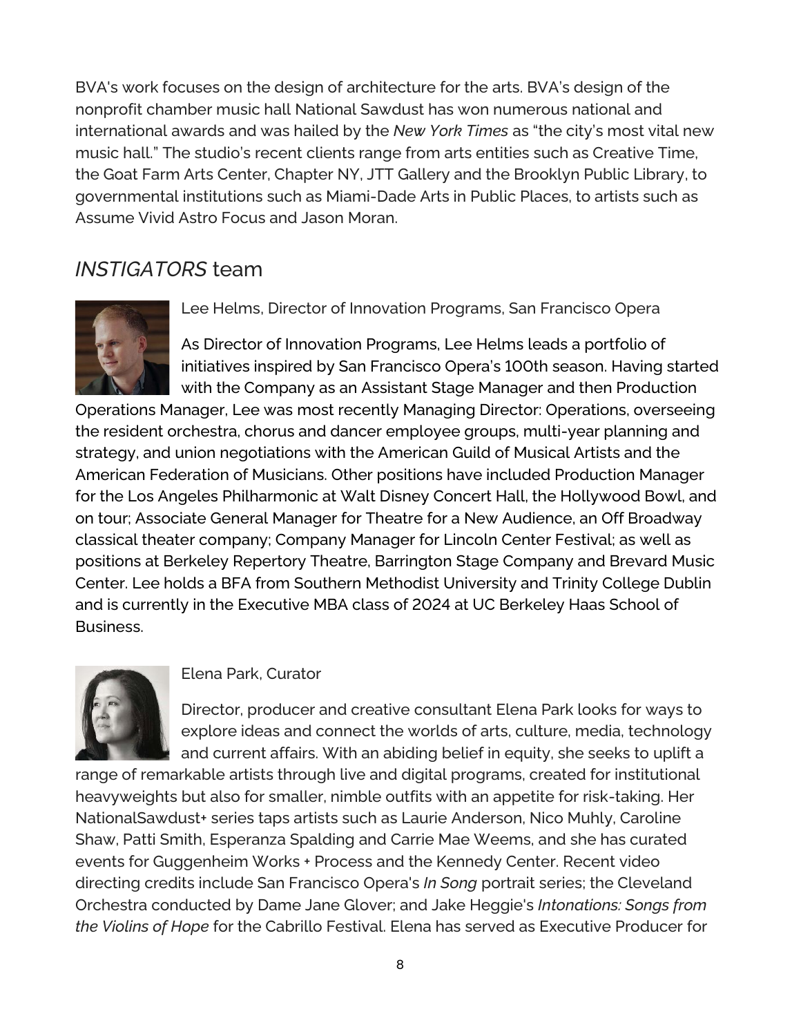BVA's work focuses on the design of architecture for the arts. BVA's design of the nonprofit chamber music hall National Sawdust has won numerous national and international awards and was hailed by the *New York Times* as "the city's most vital new music hall." The studio's recent clients range from arts entities such as Creative Time, the Goat Farm Arts Center, Chapter NY, JTT Gallery and the Brooklyn Public Library, to governmental institutions such as Miami-Dade Arts in Public Places, to artists such as Assume Vivid Astro Focus and Jason Moran.

## *INSTIGATORS* team

Lee Helms, Director of Innovation Programs, San Francisco Opera

As Director of Innovation Programs, Lee Helms leads a portfolio of initiatives inspired by San Francisco Opera's 100th season. Having started with the Company as an Assistant Stage Manager and then Production Operations Manager, Lee was most recently Managing Director: Operations, overseeing the resident orchestra, chorus and dancer employee groups, multi-year planning and strategy, and union negotiations with the American Guild of Musical Artists and the American Federation of Musicians. Other positions have included Production Manager for the Los Angeles Philharmonic at Walt Disney Concert Hall, the Hollywood Bowl, and on tour; Associate General Manager for Theatre for a New Audience, an Off Broadway classical theater company; Company Manager for Lincoln Center Festival; as well as positions at Berkeley Repertory Theatre, Barrington Stage Company and Brevard Music Center. Lee holds a BFA from Southern Methodist University and Trinity College Dublin and is currently in the Executive MBA class of 2024 at UC Berkeley Haas School of Business.

Elena Park, Curator

Director, producer and creative consultant Elena Park looks for ways to explore ideas and connect the worlds of arts, culture, media, technology and current affairs. With an abiding belief in equity, she seeks to uplift a range of remarkable artists through live and digital programs, created for institutional heavyweights but also for smaller, nimble outfits with an appetite for risk-taking. Her NationalSawdust+ series taps artists such as Laurie Anderson, Nico Muhly, Caroline Shaw, Patti Smith, Esperanza Spalding and Carrie Mae Weems, and she has curated events for Guggenheim Works + Process and the Kennedy Center. Recent video directing credits include San Francisco Opera's *In Song* portrait series; the Cleveland Orchestra conducted by Dame Jane Glover; and Jake Heggie's *Intonations: Songs from the Violins of Hope* for the Cabrillo Festival. Elena has served as Executive Producer for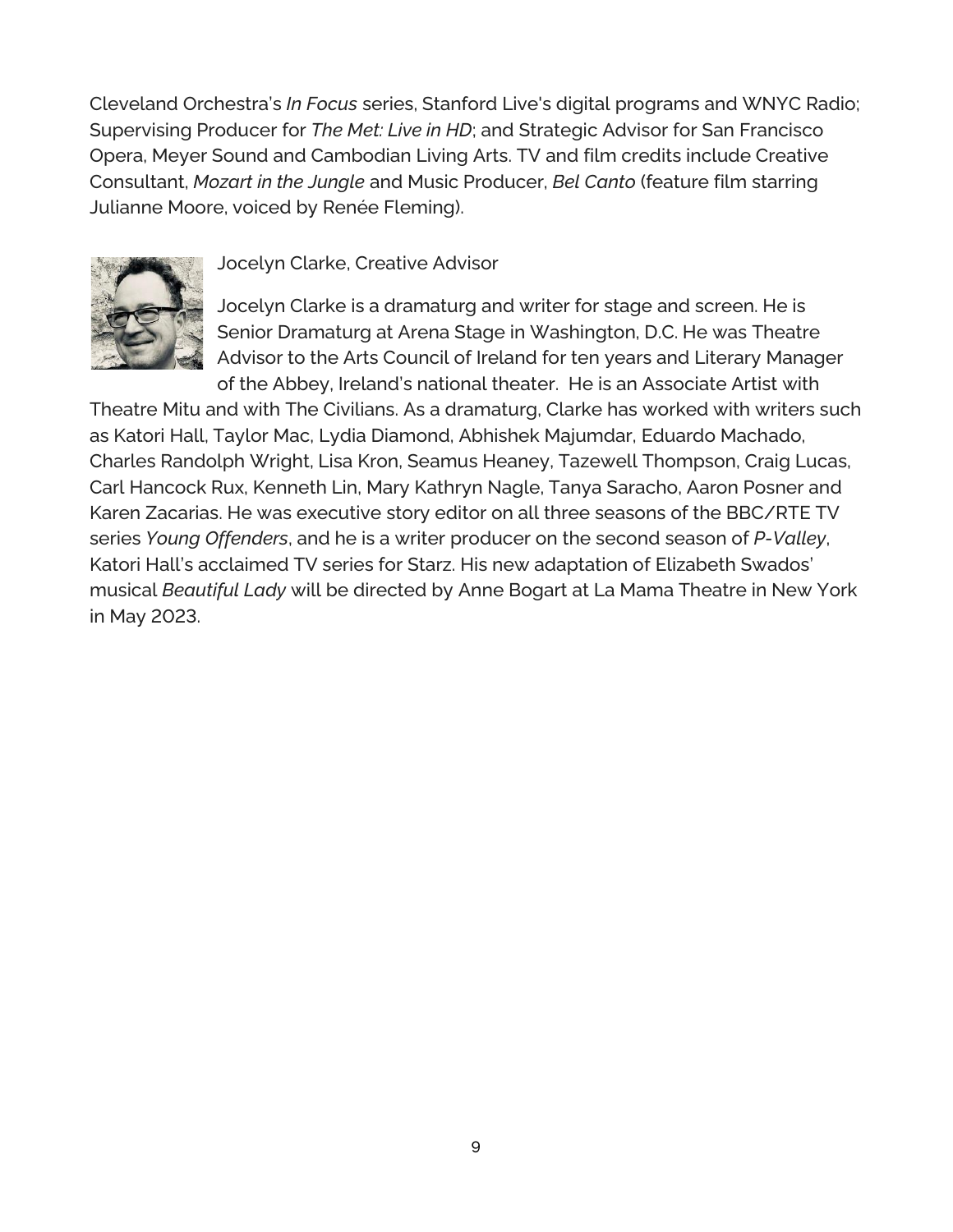Cleveland Orchestra's *In Focus* series, Stanford Live's digital programs and WNYC Radio; Supervising Producer for *The Met: Live in HD*; and Strategic Advisor for San Francisco Opera, Meyer Sound and Cambodian Living Arts. TV and film credits include Creative Consultant, *Mozart in the Jungle* and Music Producer, *Bel Canto* (feature film starring Julianne Moore, voiced by Renée Fleming).

Jocelyn Clarke, Creative Advisor

Jocelyn Clarke is a dramaturg and writer for stage and screen. He is Senior Dramaturg at Arena Stage in Washington, D.C. He was Theatre Advisor to the Arts Council of Ireland for ten years and Literary Manager of the Abbey, Ireland's national theater. He is an Associate Artist with Theatre Mitu and with The Civilians. As a dramaturg, Clarke has worked with writers such as Katori Hall, Taylor Mac, Lydia Diamond, Abhishek Majumdar, Eduardo Machado, Charles Randolph Wright, Lisa Kron, Seamus Heaney, Tazewell Thompson, Craig Lucas, Carl Hancock Rux, Kenneth Lin, Mary Kathryn Nagle, Tanya Saracho, Aaron Posner and Karen Zacarias. He was executive story editor on all three seasons of the BBC/RTE TV series *Young Offenders*, and he is a writer producer on the second season of *P-Valley*, Katori Hall's acclaimed TV series for Starz. His new adaptation of Elizabeth Swados' musical *Beautiful Lady* will be directed by Anne Bogart at La Mama Theatre in New York in May 2023.